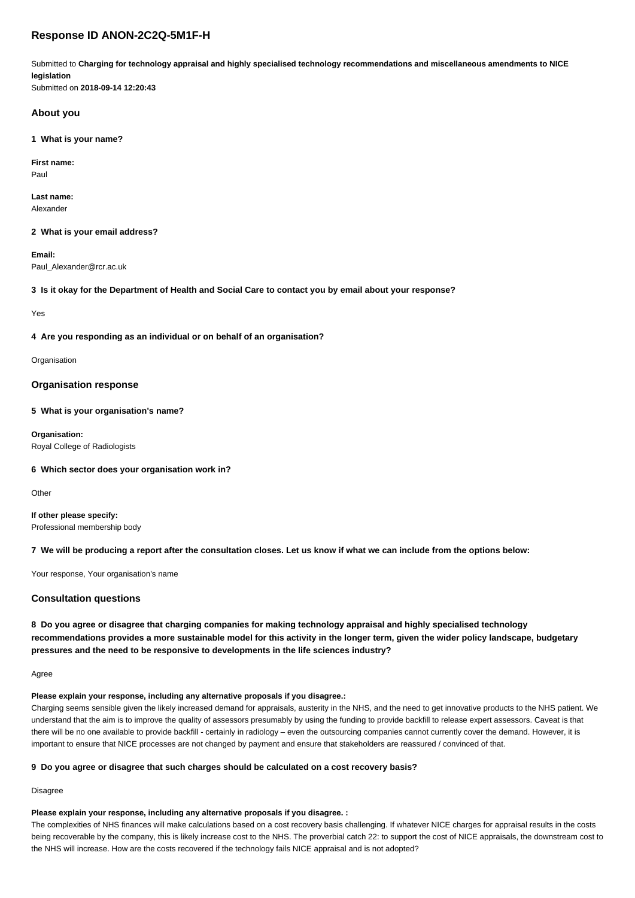# Response ID ANON-2C2Q-5M1F-H

Submitted to **Charging for technology appraisal and highly specialised technology recommendations and miscellaneous amendments to NICE legislation**
Submitted on **2018-09-14 12:20:43**

## About you

### 1 What is your name?

**First name:**
Paul

**Last name:**
Alexander

### 2 What is your email address?

**Email:**
Paul_Alexander@rcr.ac.uk

### 3 Is it okay for the Department of Health and Social Care to contact you by email about your response?

Yes

### 4 Are you responding as an individual or on behalf of an organisation?

Organisation

## Organisation response

### 5 What is your organisation's name?

**Organisation:**
Royal College of Radiologists

### 6 Which sector does your organisation work in?

Other

**If other please specify:**
Professional membership body

### 7 We will be producing a report after the consultation closes. Let us know if what we can include from the options below:

Your response, Your organisation's name

## Consultation questions

### 8 Do you agree or disagree that charging companies for making technology appraisal and highly specialised technology recommendations provides a more sustainable model for this activity in the longer term, given the wider policy landscape, budgetary pressures and the need to be responsive to developments in the life sciences industry?

Agree

**Please explain your response, including any alternative proposals if you disagree.:**
Charging seems sensible given the likely increased demand for appraisals, austerity in the NHS, and the need to get innovative products to the NHS patient. We understand that the aim is to improve the quality of assessors presumably by using the funding to provide backfill to release expert assessors. Caveat is that there will be no one available to provide backfill - certainly in radiology – even the outsourcing companies cannot currently cover the demand. However, it is important to ensure that NICE processes are not changed by payment and ensure that stakeholders are reassured / convinced of that.

### 9 Do you agree or disagree that such charges should be calculated on a cost recovery basis?

Disagree

**Please explain your response, including any alternative proposals if you disagree. :**
The complexities of NHS finances will make calculations based on a cost recovery basis challenging. If whatever NICE charges for appraisal results in the costs being recoverable by the company, this is likely increase cost to the NHS. The proverbial catch 22: to support the cost of NICE appraisals, the downstream cost to the NHS will increase. How are the costs recovered if the technology fails NICE appraisal and is not adopted?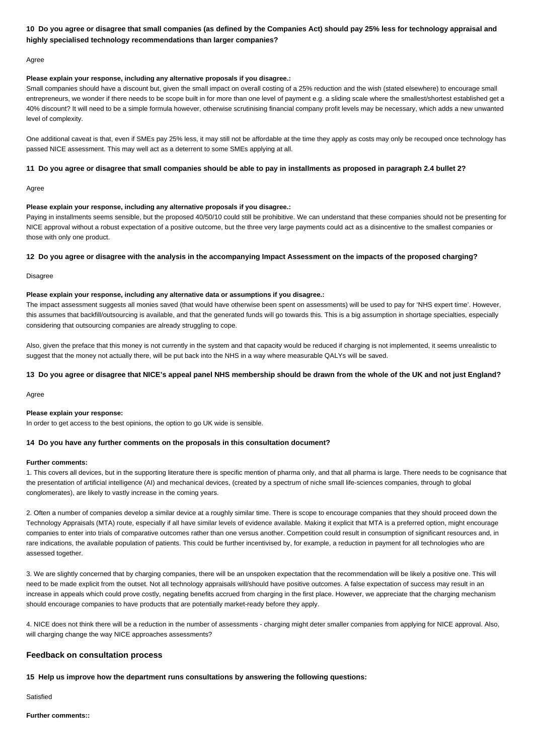**10 Do you agree or disagree that small companies (as defined by the Companies Act) should pay 25% less for technology appraisal and highly specialised technology recommendations than larger companies?**

Agree

**Please explain your response, including any alternative proposals if you disagree.:**

Small companies should have a discount but, given the small impact on overall costing of a 25% reduction and the wish (stated elsewhere) to encourage small entrepreneurs, we wonder if there needs to be scope built in for more than one level of payment e.g. a sliding scale where the smallest/shortest established get a 40% discount? It will need to be a simple formula however, otherwise scrutinising financial company profit levels may be necessary, which adds a new unwanted level of complexity.

One additional caveat is that, even if SMEs pay 25% less, it may still not be affordable at the time they apply as costs may only be recouped once technology has passed NICE assessment. This may well act as a deterrent to some SMEs applying at all.

**11 Do you agree or disagree that small companies should be able to pay in installments as proposed in paragraph 2.4 bullet 2?**

Agree

**Please explain your response, including any alternative proposals if you disagree.:**

Paying in installments seems sensible, but the proposed 40/50/10 could still be prohibitive. We can understand that these companies should not be presenting for NICE approval without a robust expectation of a positive outcome, but the three very large payments could act as a disincentive to the smallest companies or those with only one product.

**12 Do you agree or disagree with the analysis in the accompanying Impact Assessment on the impacts of the proposed charging?**

Disagree

**Please explain your response, including any alternative data or assumptions if you disagree.:**

The impact assessment suggests all monies saved (that would have otherwise been spent on assessments) will be used to pay for 'NHS expert time'. However, this assumes that backfill/outsourcing is available, and that the generated funds will go towards this. This is a big assumption in shortage specialties, especially considering that outsourcing companies are already struggling to cope.

Also, given the preface that this money is not currently in the system and that capacity would be reduced if charging is not implemented, it seems unrealistic to suggest that the money not actually there, will be put back into the NHS in a way where measurable QALYs will be saved.

**13 Do you agree or disagree that NICE's appeal panel NHS membership should be drawn from the whole of the UK and not just England?**

Agree

**Please explain your response:**

In order to get access to the best opinions, the option to go UK wide is sensible.

**14 Do you have any further comments on the proposals in this consultation document?**

**Further comments:**

1. This covers all devices, but in the supporting literature there is specific mention of pharma only, and that all pharma is large. There needs to be cognisance that the presentation of artificial intelligence (AI) and mechanical devices, (created by a spectrum of niche small life-sciences companies, through to global conglomerates), are likely to vastly increase in the coming years.

2. Often a number of companies develop a similar device at a roughly similar time. There is scope to encourage companies that they should proceed down the Technology Appraisals (MTA) route, especially if all have similar levels of evidence available. Making it explicit that MTA is a preferred option, might encourage companies to enter into trials of comparative outcomes rather than one versus another. Competition could result in consumption of significant resources and, in rare indications, the available population of patients. This could be further incentivised by, for example, a reduction in payment for all technologies who are assessed together.

3. We are slightly concerned that by charging companies, there will be an unspoken expectation that the recommendation will be likely a positive one. This will need to be made explicit from the outset. Not all technology appraisals will/should have positive outcomes. A false expectation of success may result in an increase in appeals which could prove costly, negating benefits accrued from charging in the first place. However, we appreciate that the charging mechanism should encourage companies to have products that are potentially market-ready before they apply.

4. NICE does not think there will be a reduction in the number of assessments - charging might deter smaller companies from applying for NICE approval. Also, will charging change the way NICE approaches assessments?

## Feedback on consultation process

**15 Help us improve how the department runs consultations by answering the following questions:**

Satisfied

**Further comments::**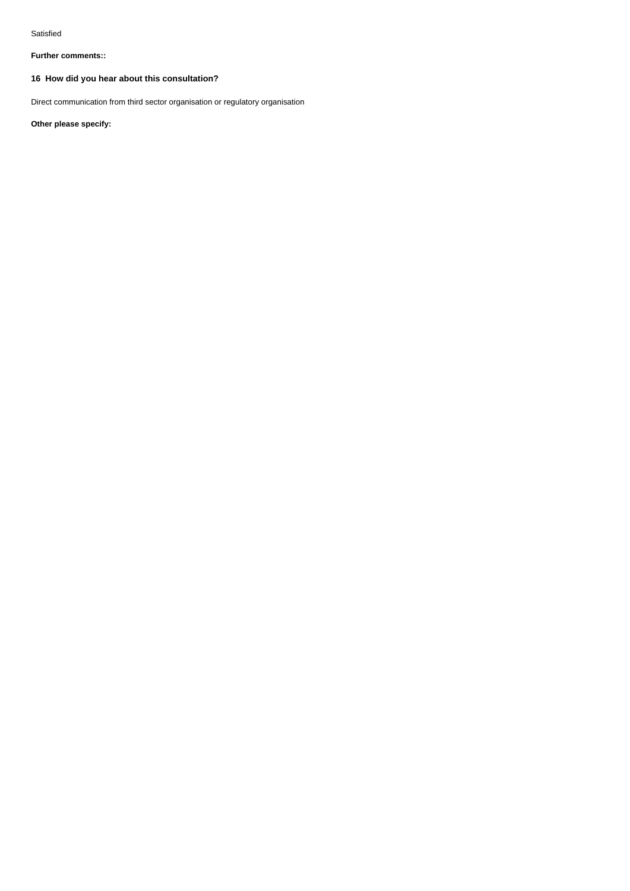Satisfied

**Further comments::**

**16 How did you hear about this consultation?**

Direct communication from third sector organisation or regulatory organisation

**Other please specify:**